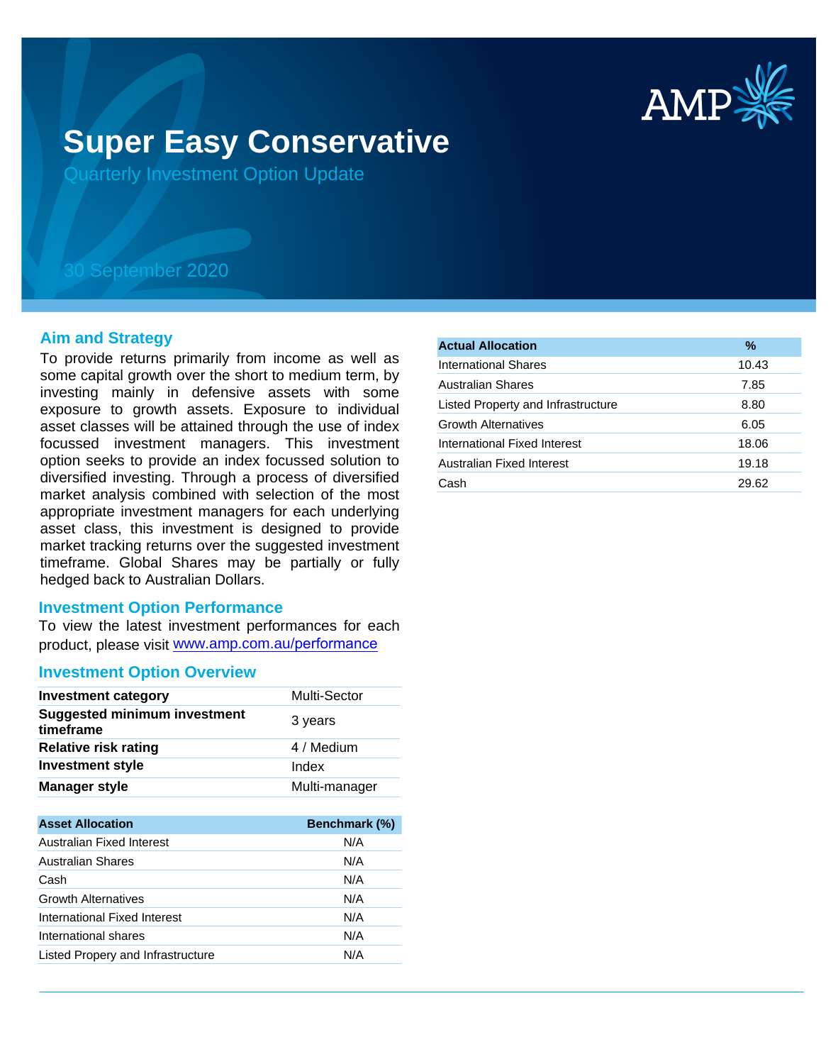# Super Easy Conservative

Quarterly Investment Option Update

30 September 2020

## Aim and Strategy

To provide returns primarily from income as well as some capital growth over the short to medium term, by investing mainly in defensive assets with some exposure to growth assets. Exposure to individual asset classes will be attained through the use of index focussed investment managers. This investment option seeks to provide an index focussed solution to diversified investing. Through a process of diversified market analysis combined with selection of the most appropriate investment managers for each underlying asset class, this investment is designed to provide market tracking returns over the suggested investment timeframe. Global Shares may be partially or fully hedged back to Australian Dollars.

## Investment Option Performance

To view the latest investment performances for each product, please visit www.amp.com.au/performance

## Investment Option Overview

| | |
|---|---|
| **Investment category** | Multi-Sector |
| **Suggested minimum investment timeframe** | 3 years |
| **Relative risk rating** | 4 / Medium |
| **Investment style** | Index |
| **Manager style** | Multi-manager |

| Asset Allocation | Benchmark (%) |
|---|---|
| Australian Fixed Interest | N/A |
| Australian Shares | N/A |
| Cash | N/A |
| Growth Alternatives | N/A |
| International Fixed Interest | N/A |
| International shares | N/A |
| Listed Propery and Infrastructure | N/A |

| Actual Allocation | % |
|---|---|
| International Shares | 10.43 |
| Australian Shares | 7.85 |
| Listed Property and Infrastructure | 8.80 |
| Growth Alternatives | 6.05 |
| International Fixed Interest | 18.06 |
| Australian Fixed Interest | 19.18 |
| Cash | 29.62 |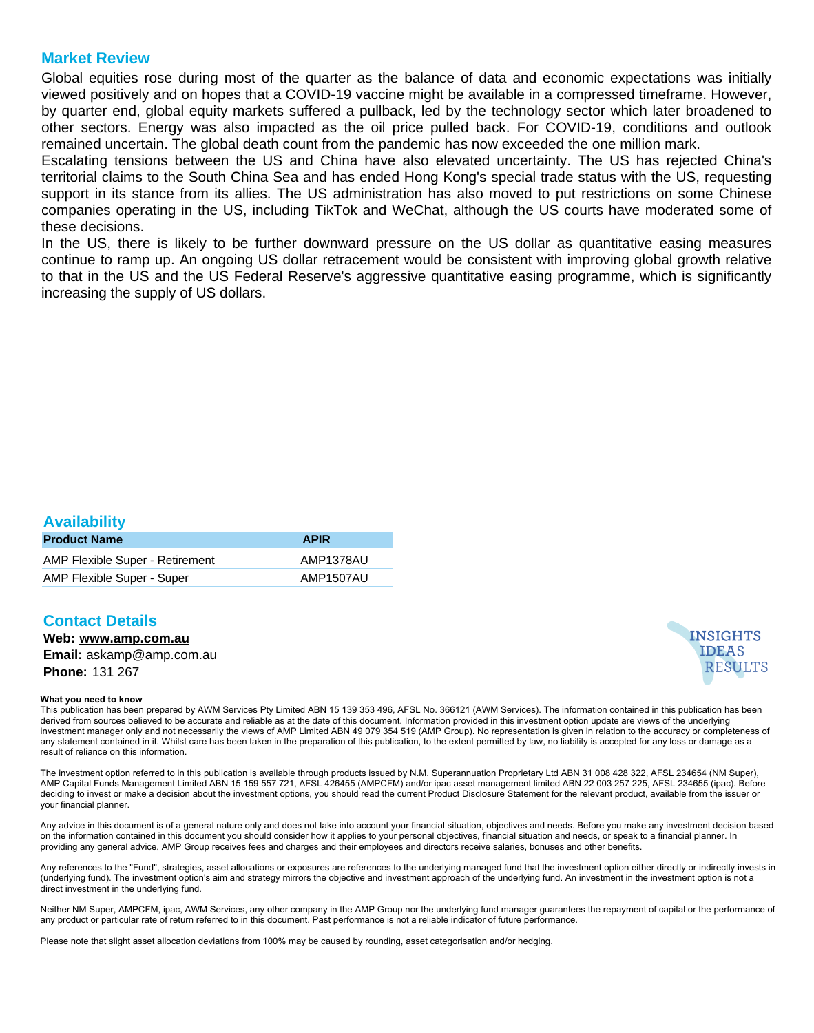## Market Review

Global equities rose during most of the quarter as the balance of data and economic expectations was initially viewed positively and on hopes that a COVID-19 vaccine might be available in a compressed timeframe. However, by quarter end, global equity markets suffered a pullback, led by the technology sector which later broadened to other sectors. Energy was also impacted as the oil price pulled back. For COVID-19, conditions and outlook remained uncertain. The global death count from the pandemic has now exceeded the one million mark.

Escalating tensions between the US and China have also elevated uncertainty. The US has rejected China's territorial claims to the South China Sea and has ended Hong Kong's special trade status with the US, requesting support in its stance from its allies. The US administration has also moved to put restrictions on some Chinese companies operating in the US, including TikTok and WeChat, although the US courts have moderated some of these decisions.

In the US, there is likely to be further downward pressure on the US dollar as quantitative easing measures continue to ramp up. An ongoing US dollar retracement would be consistent with improving global growth relative to that in the US and the US Federal Reserve's aggressive quantitative easing programme, which is significantly increasing the supply of US dollars.

## Availability

| Product Name | APIR |
|---|---|
| AMP Flexible Super - Retirement | AMP1378AU |
| AMP Flexible Super - Super | AMP1507AU |

## Contact Details

**Web:** **www.amp.com.au**
**Email:** askamp@amp.com.au
**Phone:** 131 267

INSIGHTS
IDEAS
RESULTS

**What you need to know**

This publication has been prepared by AWM Services Pty Limited ABN 15 139 353 496, AFSL No. 366121 (AWM Services). The information contained in this publication has been derived from sources believed to be accurate and reliable as at the date of this document. Information provided in this investment option update are views of the underlying investment manager only and not necessarily the views of AMP Limited ABN 49 079 354 519 (AMP Group). No representation is given in relation to the accuracy or completeness of any statement contained in it. Whilst care has been taken in the preparation of this publication, to the extent permitted by law, no liability is accepted for any loss or damage as a result of reliance on this information.

The investment option referred to in this publication is available through products issued by N.M. Superannuation Proprietary Ltd ABN 31 008 428 322, AFSL 234654 (NM Super), AMP Capital Funds Management Limited ABN 15 159 557 721, AFSL 426455 (AMPCFM) and/or ipac asset management limited ABN 22 003 257 225, AFSL 234655 (ipac). Before deciding to invest or make a decision about the investment options, you should read the current Product Disclosure Statement for the relevant product, available from the issuer or your financial planner.

Any advice in this document is of a general nature only and does not take into account your financial situation, objectives and needs. Before you make any investment decision based on the information contained in this document you should consider how it applies to your personal objectives, financial situation and needs, or speak to a financial planner. In providing any general advice, AMP Group receives fees and charges and their employees and directors receive salaries, bonuses and other benefits.

Any references to the "Fund", strategies, asset allocations or exposures are references to the underlying managed fund that the investment option either directly or indirectly invests in (underlying fund). The investment option's aim and strategy mirrors the objective and investment approach of the underlying fund. An investment in the investment option is not a direct investment in the underlying fund.

Neither NM Super, AMPCFM, ipac, AWM Services, any other company in the AMP Group nor the underlying fund manager guarantees the repayment of capital or the performance of any product or particular rate of return referred to in this document. Past performance is not a reliable indicator of future performance.

Please note that slight asset allocation deviations from 100% may be caused by rounding, asset categorisation and/or hedging.